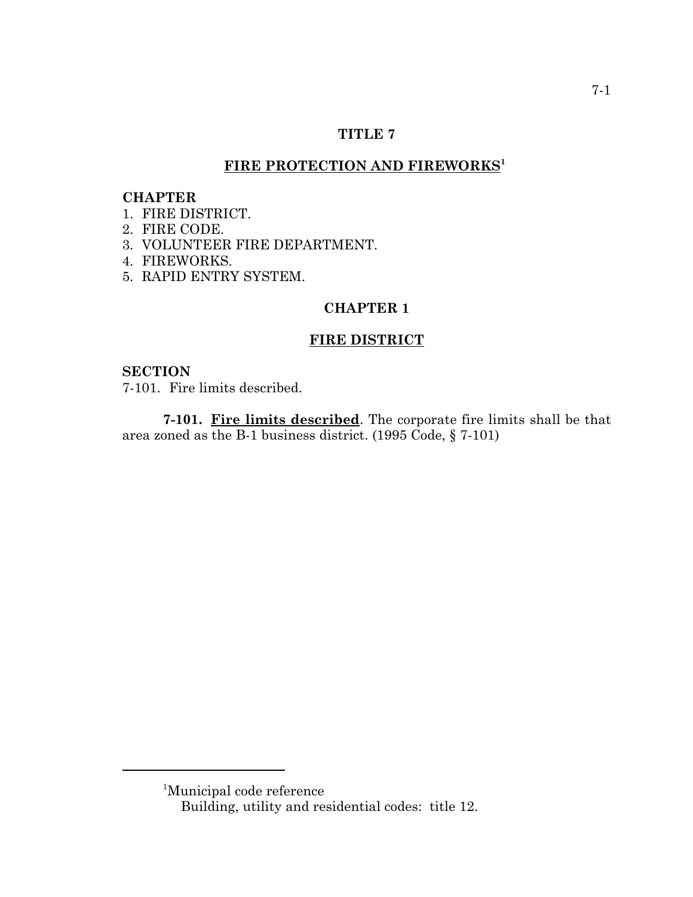# TITLE 7

## FIRE PROTECTION AND FIREWORKS[1]

**CHAPTER**
1. FIRE DISTRICT.
2. FIRE CODE.
3. VOLUNTEER FIRE DEPARTMENT.
4. FIREWORKS.
5. RAPID ENTRY SYSTEM.

## CHAPTER 1

## FIRE DISTRICT

**SECTION**
7-101. Fire limits described.

**7-101. Fire limits described**. The corporate fire limits shall be that area zoned as the B-1 business district. (1995 Code, § 7-101)

---

[1]Municipal code reference
Building, utility and residential codes: title 12.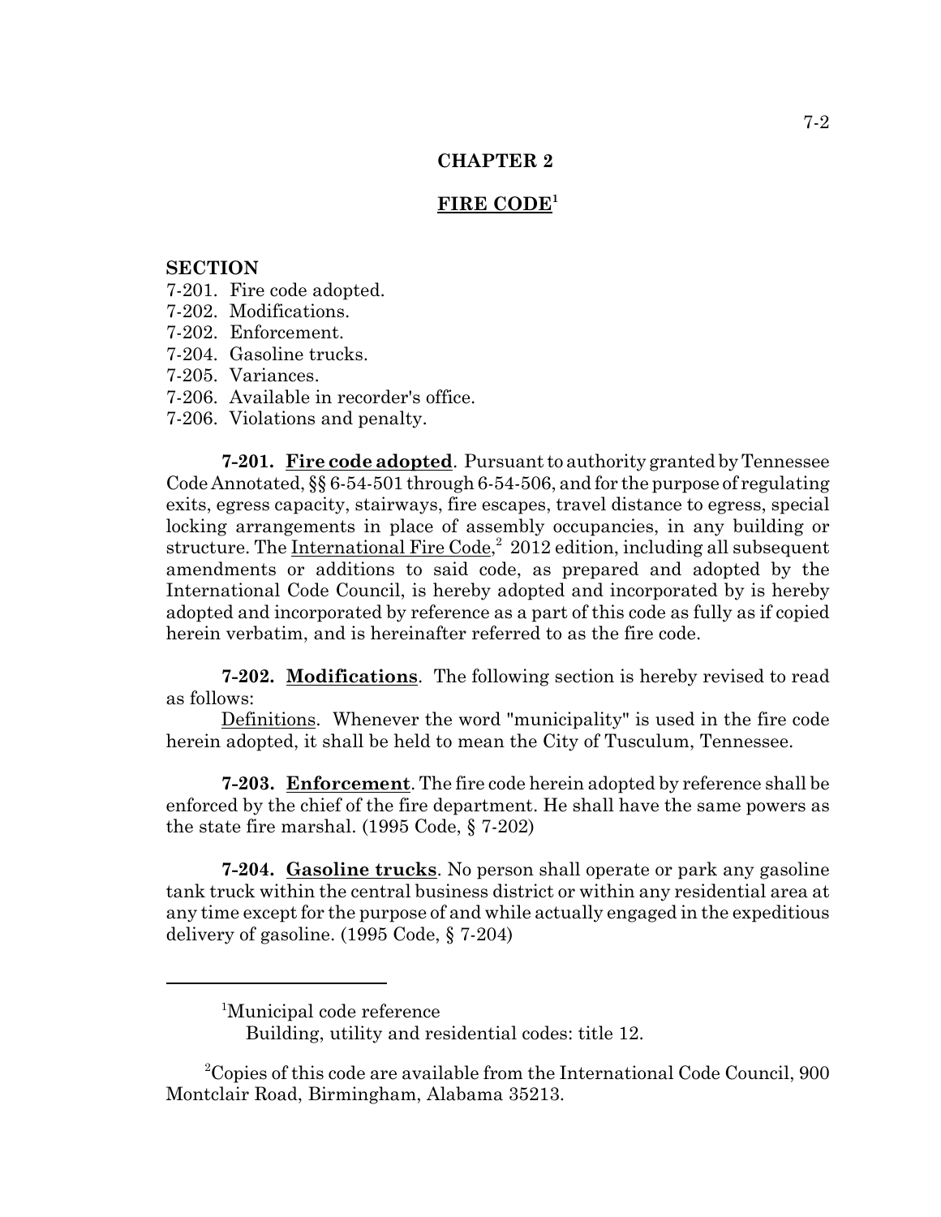# CHAPTER 2

## FIRE CODE[1]

**SECTION**

7-201. Fire code adopted.
7-202. Modifications.
7-202. Enforcement.
7-204. Gasoline trucks.
7-205. Variances.
7-206. Available in recorder's office.
7-206. Violations and penalty.

**7-201. Fire code adopted**. Pursuant to authority granted by Tennessee Code Annotated, §§ 6-54-501 through 6-54-506, and for the purpose of regulating exits, egress capacity, stairways, fire escapes, travel distance to egress, special locking arrangements in place of assembly occupancies, in any building or structure. The International Fire Code,[2] 2012 edition, including all subsequent amendments or additions to said code, as prepared and adopted by the International Code Council, is hereby adopted and incorporated by is hereby adopted and incorporated by reference as a part of this code as fully as if copied herein verbatim, and is hereinafter referred to as the fire code.

**7-202. Modifications**. The following section is hereby revised to read as follows:

Definitions. Whenever the word "municipality" is used in the fire code herein adopted, it shall be held to mean the City of Tusculum, Tennessee.

**7-203. Enforcement**. The fire code herein adopted by reference shall be enforced by the chief of the fire department. He shall have the same powers as the state fire marshal. (1995 Code, § 7-202)

**7-204. Gasoline trucks**. No person shall operate or park any gasoline tank truck within the central business district or within any residential area at any time except for the purpose of and while actually engaged in the expeditious delivery of gasoline. (1995 Code, § 7-204)

---

[1]Municipal code reference
Building, utility and residential codes: title 12.

[2]Copies of this code are available from the International Code Council, 900 Montclair Road, Birmingham, Alabama 35213.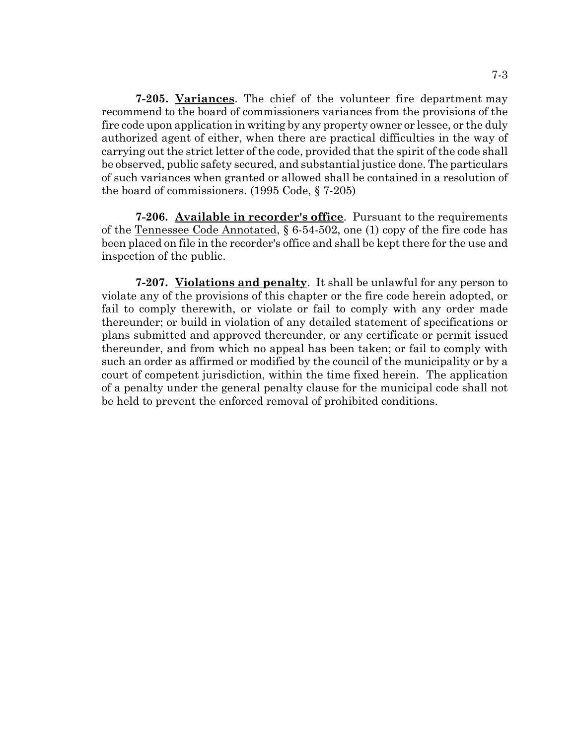**7-205. Variances**. The chief of the volunteer fire department may recommend to the board of commissioners variances from the provisions of the fire code upon application in writing by any property owner or lessee, or the duly authorized agent of either, when there are practical difficulties in the way of carrying out the strict letter of the code, provided that the spirit of the code shall be observed, public safety secured, and substantial justice done. The particulars of such variances when granted or allowed shall be contained in a resolution of the board of commissioners. (1995 Code, § 7-205)

**7-206. Available in recorder's office**. Pursuant to the requirements of the Tennessee Code Annotated, § 6-54-502, one (1) copy of the fire code has been placed on file in the recorder's office and shall be kept there for the use and inspection of the public.

**7-207. Violations and penalty**. It shall be unlawful for any person to violate any of the provisions of this chapter or the fire code herein adopted, or fail to comply therewith, or violate or fail to comply with any order made thereunder; or build in violation of any detailed statement of specifications or plans submitted and approved thereunder, or any certificate or permit issued thereunder, and from which no appeal has been taken; or fail to comply with such an order as affirmed or modified by the council of the municipality or by a court of competent jurisdiction, within the time fixed herein. The application of a penalty under the general penalty clause for the municipal code shall not be held to prevent the enforced removal of prohibited conditions.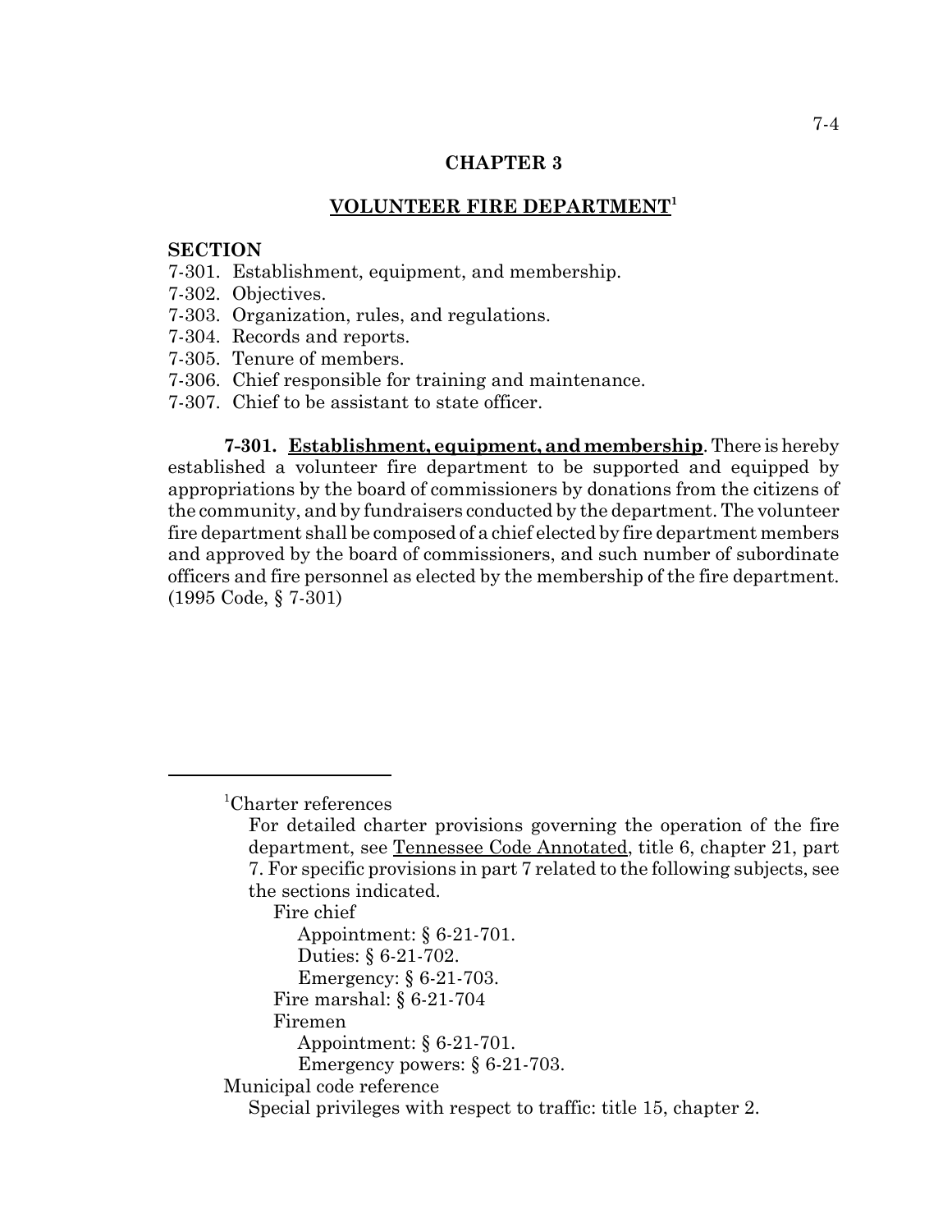## CHAPTER 3

## VOLUNTEER FIRE DEPARTMENT[1]

**SECTION**

7-301. Establishment, equipment, and membership.
7-302. Objectives.
7-303. Organization, rules, and regulations.
7-304. Records and reports.
7-305. Tenure of members.
7-306. Chief responsible for training and maintenance.
7-307. Chief to be assistant to state officer.

**7-301. Establishment, equipment, and membership**. There is hereby established a volunteer fire department to be supported and equipped by appropriations by the board of commissioners by donations from the citizens of the community, and by fundraisers conducted by the department. The volunteer fire department shall be composed of a chief elected by fire department members and approved by the board of commissioners, and such number of subordinate officers and fire personnel as elected by the membership of the fire department. (1995 Code, § 7-301)

---

[1]Charter references

For detailed charter provisions governing the operation of the fire department, see Tennessee Code Annotated, title 6, chapter 21, part 7. For specific provisions in part 7 related to the following subjects, see the sections indicated.

Fire chief
- Appointment: § 6-21-701.
- Duties: § 6-21-702.
- Emergency: § 6-21-703.

Fire marshal: § 6-21-704

Firemen
- Appointment: § 6-21-701.
- Emergency powers: § 6-21-703.

Municipal code reference

Special privileges with respect to traffic: title 15, chapter 2.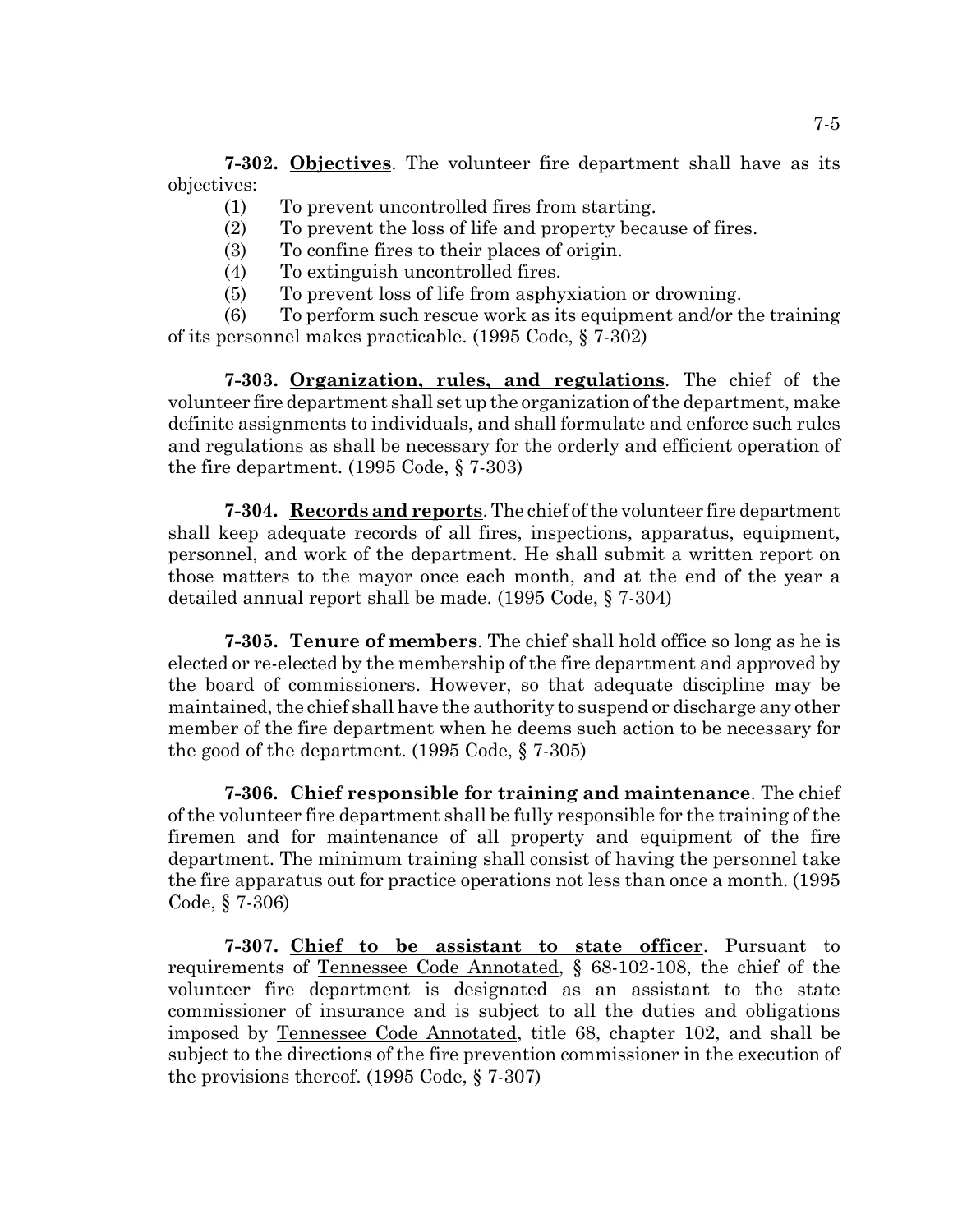**7-302. Objectives**. The volunteer fire department shall have as its objectives:

(1) To prevent uncontrolled fires from starting.

(2) To prevent the loss of life and property because of fires.

(3) To confine fires to their places of origin.

(4) To extinguish uncontrolled fires.

(5) To prevent loss of life from asphyxiation or drowning.

(6) To perform such rescue work as its equipment and/or the training of its personnel makes practicable. (1995 Code, § 7-302)

**7-303. Organization, rules, and regulations**. The chief of the volunteer fire department shall set up the organization of the department, make definite assignments to individuals, and shall formulate and enforce such rules and regulations as shall be necessary for the orderly and efficient operation of the fire department. (1995 Code, § 7-303)

**7-304. Records and reports**. The chief of the volunteer fire department shall keep adequate records of all fires, inspections, apparatus, equipment, personnel, and work of the department. He shall submit a written report on those matters to the mayor once each month, and at the end of the year a detailed annual report shall be made. (1995 Code, § 7-304)

**7-305. Tenure of members**. The chief shall hold office so long as he is elected or re-elected by the membership of the fire department and approved by the board of commissioners. However, so that adequate discipline may be maintained, the chief shall have the authority to suspend or discharge any other member of the fire department when he deems such action to be necessary for the good of the department. (1995 Code, § 7-305)

**7-306. Chief responsible for training and maintenance**. The chief of the volunteer fire department shall be fully responsible for the training of the firemen and for maintenance of all property and equipment of the fire department. The minimum training shall consist of having the personnel take the fire apparatus out for practice operations not less than once a month. (1995 Code, § 7-306)

**7-307. Chief to be assistant to state officer**. Pursuant to requirements of Tennessee Code Annotated, § 68-102-108, the chief of the volunteer fire department is designated as an assistant to the state commissioner of insurance and is subject to all the duties and obligations imposed by Tennessee Code Annotated, title 68, chapter 102, and shall be subject to the directions of the fire prevention commissioner in the execution of the provisions thereof. (1995 Code, § 7-307)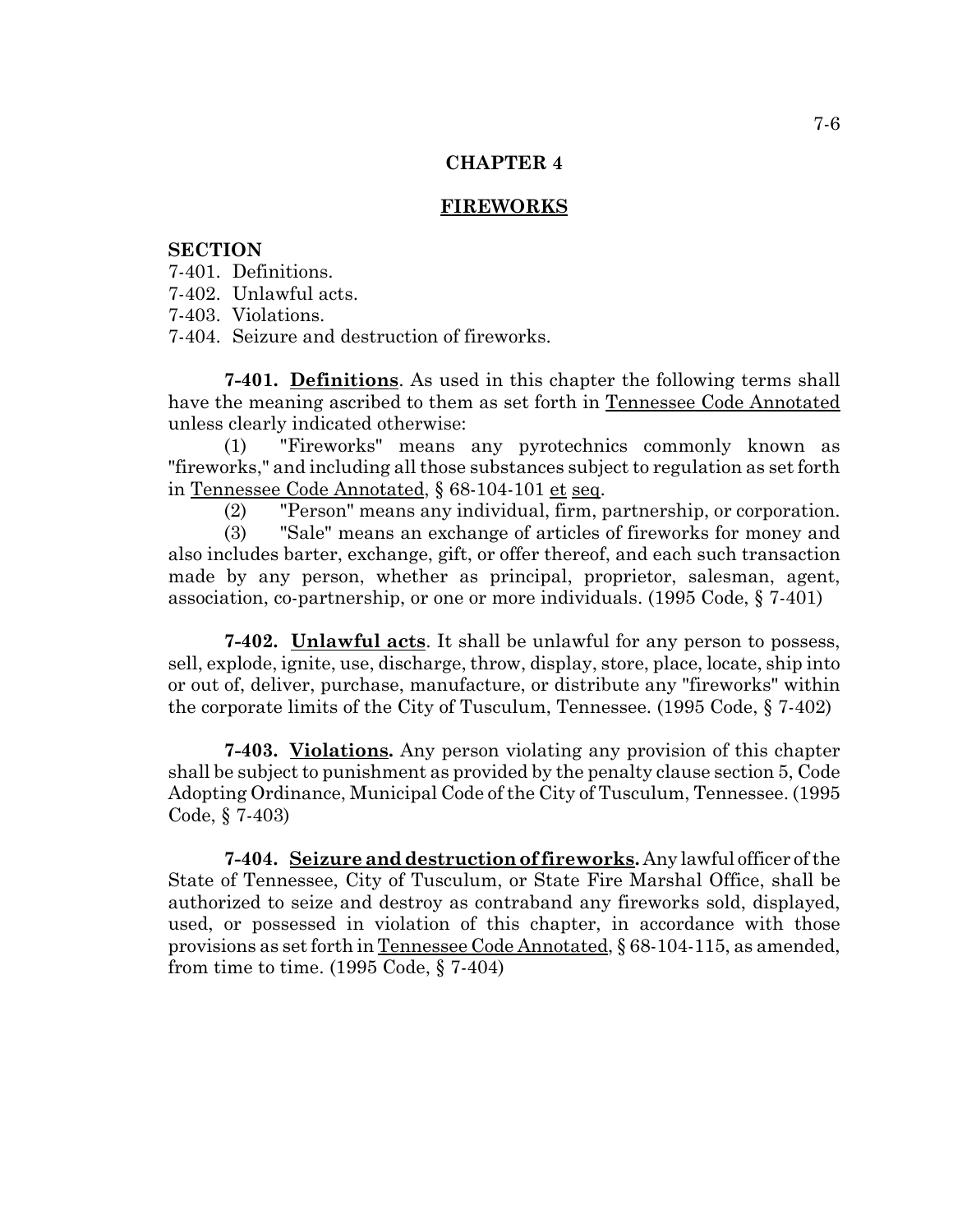# CHAPTER 4

## FIREWORKS

**SECTION**

7-401. Definitions.
7-402. Unlawful acts.
7-403. Violations.
7-404. Seizure and destruction of fireworks.

**7-401. Definitions**. As used in this chapter the following terms shall have the meaning ascribed to them as set forth in Tennessee Code Annotated unless clearly indicated otherwise:

(1) "Fireworks" means any pyrotechnics commonly known as "fireworks," and including all those substances subject to regulation as set forth in Tennessee Code Annotated, § 68-104-101 et seq.

(2) "Person" means any individual, firm, partnership, or corporation.

(3) "Sale" means an exchange of articles of fireworks for money and also includes barter, exchange, gift, or offer thereof, and each such transaction made by any person, whether as principal, proprietor, salesman, agent, association, co-partnership, or one or more individuals. (1995 Code, § 7-401)

**7-402. Unlawful acts**. It shall be unlawful for any person to possess, sell, explode, ignite, use, discharge, throw, display, store, place, locate, ship into or out of, deliver, purchase, manufacture, or distribute any "fireworks" within the corporate limits of the City of Tusculum, Tennessee. (1995 Code, § 7-402)

**7-403. Violations.** Any person violating any provision of this chapter shall be subject to punishment as provided by the penalty clause section 5, Code Adopting Ordinance, Municipal Code of the City of Tusculum, Tennessee. (1995 Code, § 7-403)

**7-404. Seizure and destruction of fireworks.** Any lawful officer of the State of Tennessee, City of Tusculum, or State Fire Marshal Office, shall be authorized to seize and destroy as contraband any fireworks sold, displayed, used, or possessed in violation of this chapter, in accordance with those provisions as set forth in Tennessee Code Annotated, § 68-104-115, as amended, from time to time. (1995 Code, § 7-404)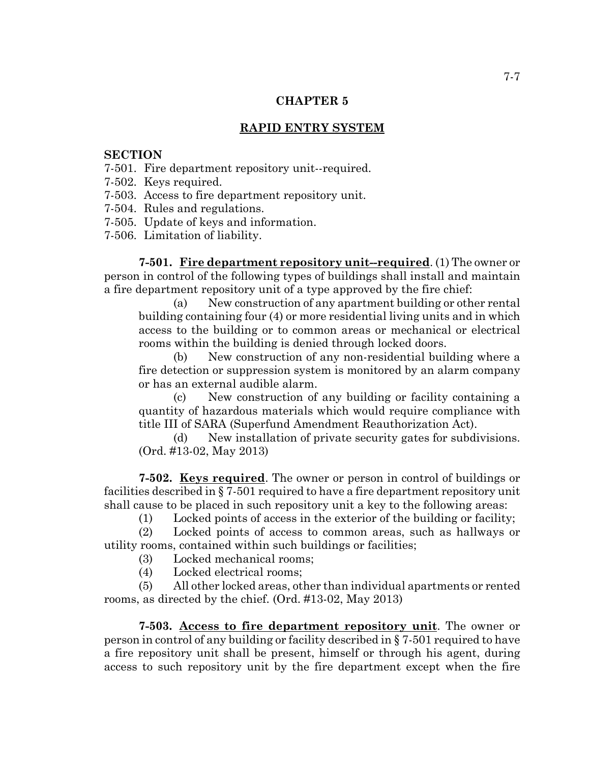## CHAPTER 5

## RAPID ENTRY SYSTEM

**SECTION**

7-501. Fire department repository unit--required.
7-502. Keys required.
7-503. Access to fire department repository unit.
7-504. Rules and regulations.
7-505. Update of keys and information.
7-506. Limitation of liability.

**7-501. Fire department repository unit--required**. (1) The owner or person in control of the following types of buildings shall install and maintain a fire department repository unit of a type approved by the fire chief:

(a) New construction of any apartment building or other rental building containing four (4) or more residential living units and in which access to the building or to common areas or mechanical or electrical rooms within the building is denied through locked doors.

(b) New construction of any non-residential building where a fire detection or suppression system is monitored by an alarm company or has an external audible alarm.

(c) New construction of any building or facility containing a quantity of hazardous materials which would require compliance with title III of SARA (Superfund Amendment Reauthorization Act).

(d) New installation of private security gates for subdivisions. (Ord. #13-02, May 2013)

**7-502. Keys required**. The owner or person in control of buildings or facilities described in § 7-501 required to have a fire department repository unit shall cause to be placed in such repository unit a key to the following areas:

(1) Locked points of access in the exterior of the building or facility;

(2) Locked points of access to common areas, such as hallways or utility rooms, contained within such buildings or facilities;

(3) Locked mechanical rooms;

(4) Locked electrical rooms;

(5) All other locked areas, other than individual apartments or rented rooms, as directed by the chief. (Ord. #13-02, May 2013)

**7-503. Access to fire department repository unit**. The owner or person in control of any building or facility described in § 7-501 required to have a fire repository unit shall be present, himself or through his agent, during access to such repository unit by the fire department except when the fire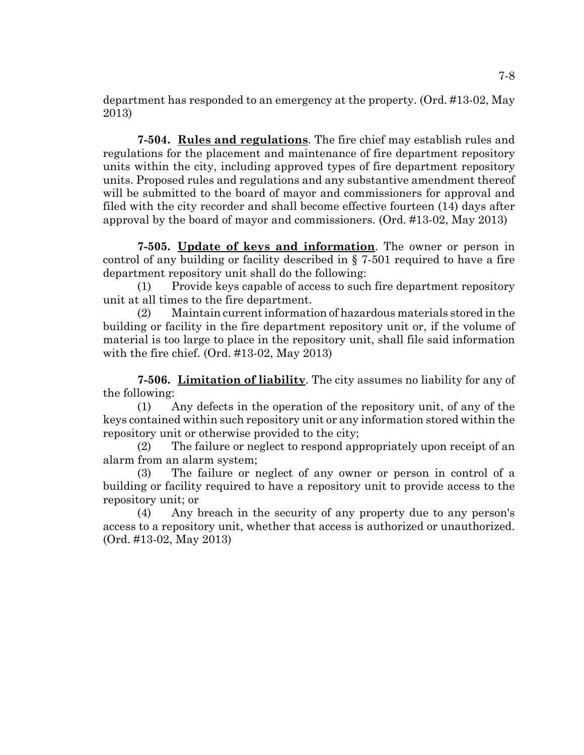department has responded to an emergency at the property. (Ord. #13-02, May 2013)

**7-504. Rules and regulations**. The fire chief may establish rules and regulations for the placement and maintenance of fire department repository units within the city, including approved types of fire department repository units. Proposed rules and regulations and any substantive amendment thereof will be submitted to the board of mayor and commissioners for approval and filed with the city recorder and shall become effective fourteen (14) days after approval by the board of mayor and commissioners. (Ord. #13-02, May 2013)

**7-505. Update of keys and information**. The owner or person in control of any building or facility described in § 7-501 required to have a fire department repository unit shall do the following:

(1) Provide keys capable of access to such fire department repository unit at all times to the fire department.

(2) Maintain current information of hazardous materials stored in the building or facility in the fire department repository unit or, if the volume of material is too large to place in the repository unit, shall file said information with the fire chief. (Ord. #13-02, May 2013)

**7-506. Limitation of liability**. The city assumes no liability for any of the following:

(1) Any defects in the operation of the repository unit, of any of the keys contained within such repository unit or any information stored within the repository unit or otherwise provided to the city;

(2) The failure or neglect to respond appropriately upon receipt of an alarm from an alarm system;

(3) The failure or neglect of any owner or person in control of a building or facility required to have a repository unit to provide access to the repository unit; or

(4) Any breach in the security of any property due to any person's access to a repository unit, whether that access is authorized or unauthorized. (Ord. #13-02, May 2013)